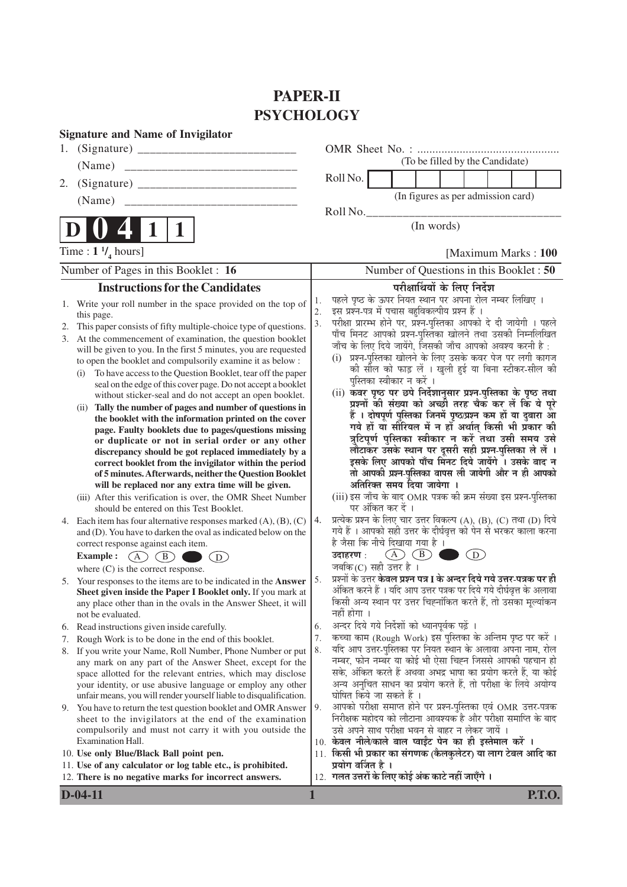# PAPER-II
# PSYCHOLOGY

**Signature and Name of Invigilator**

1. (Signature) ____________________

   (Name) ____________________

2. (Signature) ____________________

   (Name) ____________________

OMR Sheet No. : ..............................................
(To be filled by the Candidate)

Roll No. | | | | | | | | |

(In figures as per admission card)

Roll No.____________________
(In words)

**D 0 4 1 1**

Time : $1\,^1/_4$ hours] [Maximum Marks : **100**

Number of Pages in this Booklet : **16**

Number of Questions in this Booklet : **50**

## Instructions for the Candidates

1. Write your roll number in the space provided on the top of this page.
2. This paper consists of fifty multiple-choice type of questions.
3. At the commencement of examination, the question booklet will be given to you. In the first 5 minutes, you are requested to open the booklet and compulsorily examine it as below :
   (i) To have access to the Question Booklet, tear off the paper seal on the edge of this cover page. Do not accept a booklet without sticker-seal and do not accept an open booklet.
   (ii) **Tally the number of pages and number of questions in the booklet with the information printed on the cover page. Faulty booklets due to pages/questions missing or duplicate or not in serial order or any other discrepancy should be got replaced immediately by a correct booklet from the invigilator within the period of 5 minutes. Afterwards, neither the Question Booklet will be replaced nor any extra time will be given.**
   (iii) After this verification is over, the OMR Sheet Number should be entered on this Test Booklet.
4. Each item has four alternative responses marked (A), (B), (C) and (D). You have to darken the oval as indicated below on the correct response against each item.
   **Example :** (A) (B) ● (D)
   where (C) is the correct response.
5. Your responses to the items are to be indicated in the **Answer Sheet given inside the Paper I Booklet only.** If you mark at any place other than in the ovals in the Answer Sheet, it will not be evaluated.
6. Read instructions given inside carefully.
7. Rough Work is to be done in the end of this booklet.
8. If you write your Name, Roll Number, Phone Number or put any mark on any part of the Answer Sheet, except for the space allotted for the relevant entries, which may disclose your identity, or use abusive language or employ any other unfair means, you will render yourself liable to disqualification.
9. You have to return the test question booklet and OMR Answer sheet to the invigilators at the end of the examination compulsorily and must not carry it with you outside the Examination Hall.
10. **Use only Blue/Black Ball point pen.**
11. **Use of any calculator or log table etc., is prohibited.**
12. **There is no negative marks for incorrect answers.**

## परीक्षार्थियों के लिए निर्देश

1. पहले पृष्ठ के ऊपर नियत स्थान पर अपना रोल नम्बर लिखिए ।
2. इस प्रश्न-पत्र में पचास बहुविकल्पीय प्रश्न हैं ।
3. परीक्षा प्रारम्भ होने पर, प्रश्न-पुस्तिका आपको दे दी जायेगी । पहले पाँच मिनट आपको प्रश्न-पुस्तिका खोलने तथा उसकी निम्नलिखित जाँच के लिए दिये जायेंगे, जिसकी जाँच आपको अवश्य करनी है :
   (i) प्रश्न-पुस्तिका खोलने के लिए उसके कवर पेज पर लगी कागज की सील को फाड़ लें । खुली हुई या बिना स्टीकर-सील की पुस्तिका स्वीकार न करें ।
   (ii) **कवर पृष्ठ पर छपे निर्देशानुसार प्रश्न-पुस्तिका के पृष्ठ तथा प्रश्नों की संख्या को अच्छी तरह चैक कर लें कि ये पूरे हैं । दोषपूर्ण पुस्तिका जिनमें पृष्ठ/प्रश्न कम हों या दुबारा आ गये हों या सीरियल में न हों अर्थात् किसी भी प्रकार की त्रुटिपूर्ण पुस्तिका स्वीकार न करें तथा उसी समय उसे लौटाकर उसके स्थान पर दूसरी सही प्रश्न-पुस्तिका ले लें । इसके लिए आपको पाँच मिनट दिये जायेंगे । उसके बाद न तो आपकी प्रश्न-पुस्तिका वापस ली जायेगी और न ही आपको अतिरिक्त समय दिया जायेगा ।**
   (iii) इस जाँच के बाद OMR पत्रक की क्रम संख्या इस प्रश्न-पुस्तिका पर अंकित कर दें ।
4. प्रत्येक प्रश्न के लिए चार उत्तर विकल्प (A), (B), (C) तथा (D) दिये गये हैं । आपको सही उत्तर के दीर्घवृत्त को पेन से भरकर काला करना है जैसा कि नीचे दिखाया गया है ।
   **उदाहरण :** (A) (B) ● (D)
   जबकि (C) सही उत्तर है ।
5. प्रश्नों के उत्तर **केवल प्रश्न पत्र I के अन्दर दिये गये उत्तर-पत्रक पर ही** अंकित करने हैं । यदि आप उत्तर पत्रक पर दिये गये दीर्घवृत्त के अलावा किसी अन्य स्थान पर उत्तर चिह्नांकित करते हैं, तो उसका मूल्यांकन नहीं होगा ।
6. अन्दर दिये गये निर्देशों को ध्यानपूर्वक पढ़ें ।
7. कच्चा काम (Rough Work) इस पुस्तिका के अन्तिम पृष्ठ पर करें ।
8. यदि आप उत्तर-पुस्तिका पर नियत स्थान के अलावा अपना नाम, रोल नम्बर, फोन नम्बर या कोई भी ऐसा चिह्न जिससे आपकी पहचान हो सके, अंकित करते हैं अथवा अभद्र भाषा का प्रयोग करते हैं, या कोई अन्य अनुचित साधन का प्रयोग करते हैं, तो परीक्षा के लिये अयोग्य घोषित किये जा सकते हैं ।
9. आपको परीक्षा समाप्त होने पर प्रश्न-पुस्तिका एवं OMR उत्तर-पत्रक निरीक्षक महोदय को लौटाना आवश्यक है और परीक्षा समाप्ति के बाद उसे अपने साथ परीक्षा भवन से बाहर न लेकर जायें ।
10. **केवल नीले/काले बाल प्वाईंट पेन का ही इस्तेमाल करें ।**
11. **किसी भी प्रकार का संगणक (कैलकुलेटर) या लाग टेबल आदि का प्रयोग वर्जित है ।**
12. **गलत उत्तरों के लिए कोई अंक काटे नहीं जाएँगे ।**

**D-04-11** **P.T.O.**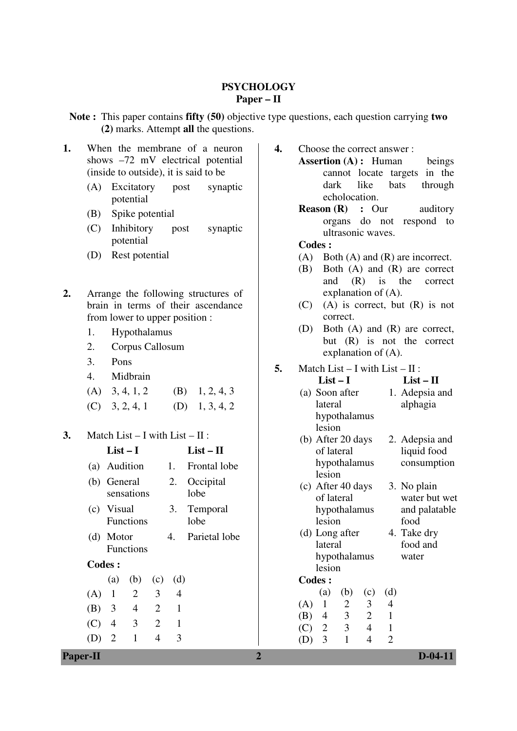# PSYCHOLOGY

## Paper – II

**Note :** This paper contains **fifty (50)** objective type questions, each question carrying **two (2)** marks. Attempt **all** the questions.

**1.** When the membrane of a neuron shows –72 mV electrical potential (inside to outside), it is said to be

(A) Excitatory post synaptic potential

(B) Spike potential

(C) Inhibitory post synaptic potential

(D) Rest potential

**2.** Arrange the following structures of brain in terms of their ascendance from lower to upper position :

1. Hypothalamus
2. Corpus Callosum
3. Pons
4. Midbrain

(A) 3, 4, 1, 2 (B) 1, 2, 4, 3

(C) 3, 2, 4, 1 (D) 1, 3, 4, 2

**3.** Match List – I with List – II :

| List – I | List – II |
|---|---|
| (a) Audition | 1. Frontal lobe |
| (b) General sensations | 2. Occipital lobe |
| (c) Visual Functions | 3. Temporal lobe |
| (d) Motor Functions | 4. Parietal lobe |

**Codes :**

| | (a) | (b) | (c) | (d) |
|---|---|---|---|---|
| (A) | 1 | 2 | 3 | 4 |
| (B) | 3 | 4 | 2 | 1 |
| (C) | 4 | 3 | 2 | 1 |
| (D) | 2 | 1 | 4 | 3 |

**4.** Choose the correct answer :

**Assertion (A) :** Human beings cannot locate targets in the dark like bats through echolocation.

**Reason (R) :** Our auditory organs do not respond to ultrasonic waves.

**Codes :**

(A) Both (A) and (R) are incorrect.

(B) Both (A) and (R) are correct and (R) is the correct explanation of (A).

(C) (A) is correct, but (R) is not correct.

(D) Both (A) and (R) are correct, but (R) is not the correct explanation of (A).

**5.** Match List – I with List – II :

| List – I | List – II |
|---|---|
| (a) Soon after lateral hypothalamus lesion | 1. Adepsia and alphagia |
| (b) After 20 days of lateral hypothalamus lesion | 2. Adepsia and liquid food consumption |
| (c) After 40 days of lateral hypothalamus lesion | 3. No plain water but wet and palatable food |
| (d) Long after lateral hypothalamus lesion | 4. Take dry food and water |

**Codes :**

| | (a) | (b) | (c) | (d) |
|---|---|---|---|---|
| (A) | 1 | 2 | 3 | 4 |
| (B) | 4 | 3 | 2 | 1 |
| (C) | 2 | 3 | 4 | 1 |
| (D) | 3 | 1 | 4 | 2 |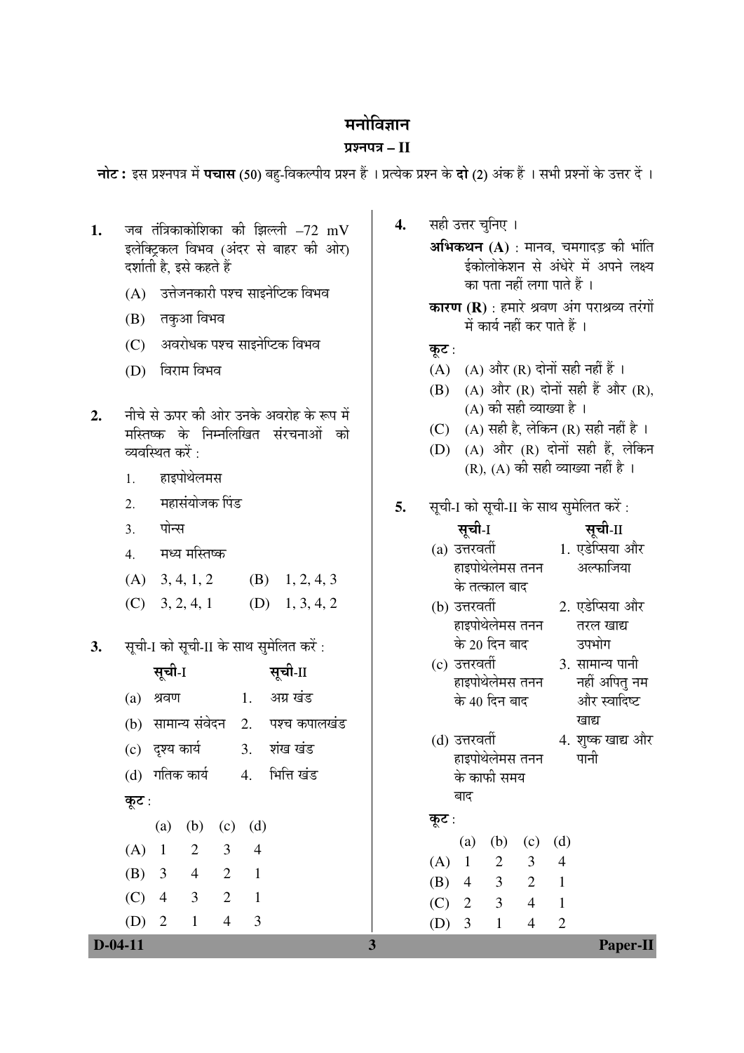# मनोविज्ञान

## प्रश्नपत्र – II

**नोट :** इस प्रश्नपत्र में **पचास** (50) बहु-विकल्पीय प्रश्न हैं । प्रत्येक प्रश्न के **दो** (2) अंक हैं । सभी प्रश्नों के उत्तर दें ।

**1.** जब तंत्रिकाकोशिका की झिल्ली –72 mV इलेक्ट्रिकल विभव (अंदर से बाहर की ओर) दर्शाती है, इसे कहते हैं

(A) उत्तेजनकारी पश्च साइनेप्टिक विभव

(B) तकुआ विभव

(C) अवरोधक पश्च साइनेप्टिक विभव

(D) विराम विभव

**2.** नीचे से ऊपर की ओर उनके अवरोह के रूप में मस्तिष्क के निम्नलिखित संरचनाओं को व्यवस्थित करें :

1. हाइपोथेलमस
2. महासंयोजक पिंड
3. पोन्स
4. मध्य मस्तिष्क

(A) 3, 4, 1, 2 (B) 1, 2, 4, 3

(C) 3, 2, 4, 1 (D) 1, 3, 4, 2

**3.** सूची-I को सूची-II के साथ सुमेलित करें :

| सूची-I | सूची-II |
|---|---|
| (a) श्रवण | 1. अग्र खंड |
| (b) सामान्य संवेदन | 2. पश्च कपालखंड |
| (c) दृश्य कार्य | 3. शंख खंड |
| (d) गतिक कार्य | 4. भित्ति खंड |

**कूट :**

| | (a) | (b) | (c) | (d) |
|---|---|---|---|---|
| (A) | 1 | 2 | 3 | 4 |
| (B) | 3 | 4 | 2 | 1 |
| (C) | 4 | 3 | 2 | 1 |
| (D) | 2 | 1 | 4 | 3 |

**4.** सही उत्तर चुनिए ।

**अभिकथन (A)** : मानव, चमगादड़ की भांति ईकोलोकेशन से अंधेरे में अपने लक्ष्य का पता नहीं लगा पाते हैं ।

**कारण (R)** : हमारे श्रवण अंग पराश्रव्य तरंगों में कार्य नहीं कर पाते हैं ।

**कूट :**

(A) (A) और (R) दोनों सही नहीं हैं ।

(B) (A) और (R) दोनों सही हैं और (R), (A) की सही व्याख्या है ।

(C) (A) सही है, लेकिन (R) सही नहीं है ।

(D) (A) और (R) दोनों सही हैं, लेकिन (R), (A) की सही व्याख्या नहीं है ।

**5.** सूची-I को सूची-II के साथ सुमेलित करें :

| सूची-I | सूची-II |
|---|---|
| (a) उत्तरवर्ती हाइपोथेलेमस तनन के तत्काल बाद | 1. एडेप्सिया और अल्फाजिया |
| (b) उत्तरवर्ती हाइपोथेलेमस तनन के 20 दिन बाद | 2. एडेप्सिया और तरल खाद्य उपभोग |
| (c) उत्तरवर्ती हाइपोथेलेमस तनन के 40 दिन बाद | 3. सामान्य पानी नहीं अपितु नम और स्वादिष्ट खाद्य |
| (d) उत्तरवर्ती हाइपोथेलेमस तनन के काफी समय बाद | 4. शुष्क खाद्य और पानी |

**कूट :**

| | (a) | (b) | (c) | (d) |
|---|---|---|---|---|
| (A) | 1 | 2 | 3 | 4 |
| (B) | 4 | 3 | 2 | 1 |
| (C) | 2 | 3 | 4 | 1 |
| (D) | 3 | 1 | 4 | 2 |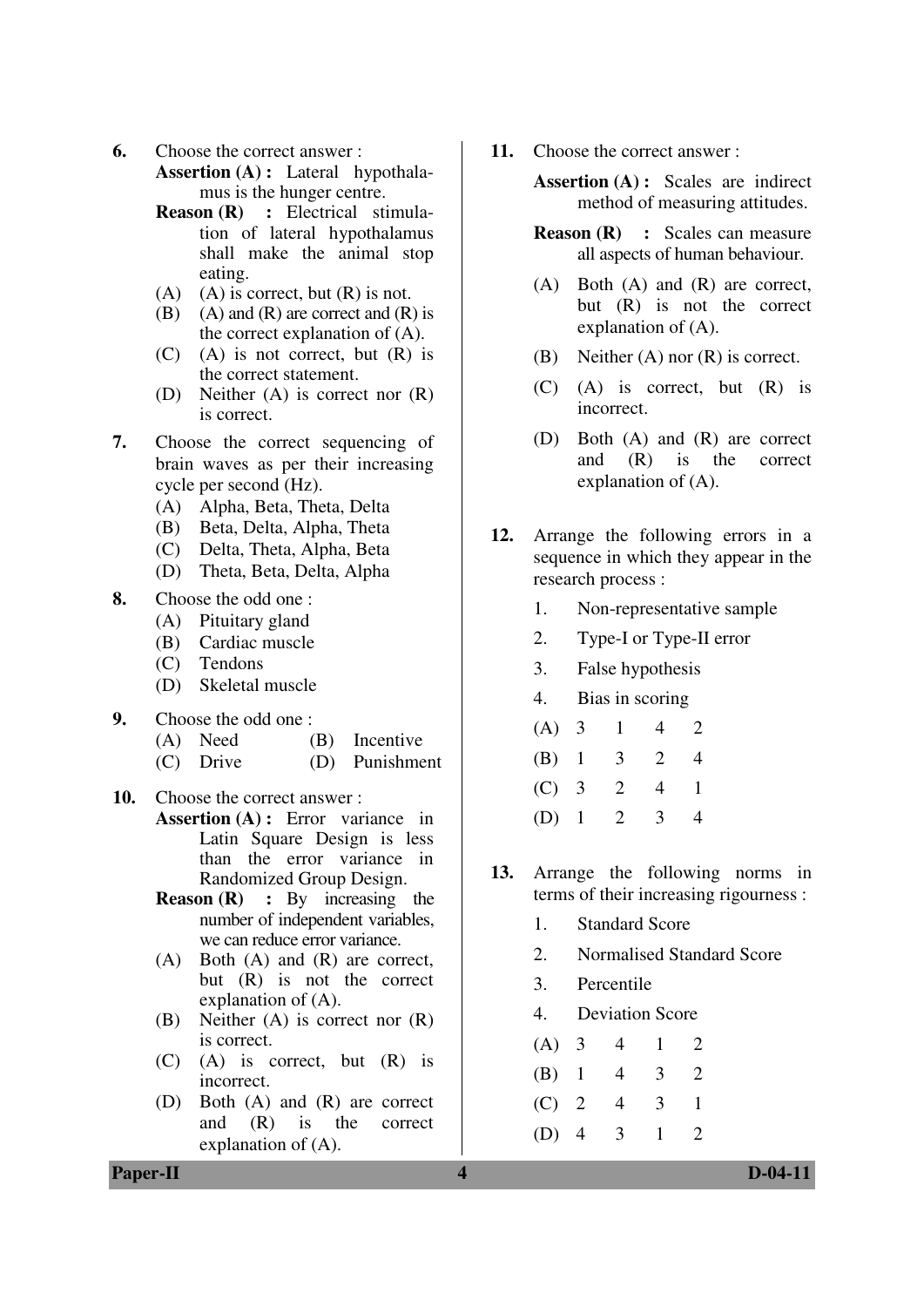6. Choose the correct answer :

**Assertion (A) :** Lateral hypothalamus is the hunger centre.

**Reason (R) :** Electrical stimulation of lateral hypothalamus shall make the animal stop eating.

(A) (A) is correct, but (R) is not.
(B) (A) and (R) are correct and (R) is the correct explanation of (A).
(C) (A) is not correct, but (R) is the correct statement.
(D) Neither (A) is correct nor (R) is correct.

7. Choose the correct sequencing of brain waves as per their increasing cycle per second (Hz).

(A) Alpha, Beta, Theta, Delta
(B) Beta, Delta, Alpha, Theta
(C) Delta, Theta, Alpha, Beta
(D) Theta, Beta, Delta, Alpha

8. Choose the odd one :

(A) Pituitary gland
(B) Cardiac muscle
(C) Tendons
(D) Skeletal muscle

9. Choose the odd one :

(A) Need (B) Incentive
(C) Drive (D) Punishment

10. Choose the correct answer :

**Assertion (A) :** Error variance in Latin Square Design is less than the error variance in Randomized Group Design.

**Reason (R) :** By increasing the number of independent variables, we can reduce error variance.

(A) Both (A) and (R) are correct, but (R) is not the correct explanation of (A).
(B) Neither (A) is correct nor (R) is correct.
(C) (A) is correct, but (R) is incorrect.
(D) Both (A) and (R) are correct and (R) is the correct explanation of (A).

11. Choose the correct answer :

**Assertion (A) :** Scales are indirect method of measuring attitudes.

**Reason (R) :** Scales can measure all aspects of human behaviour.

(A) Both (A) and (R) are correct, but (R) is not the correct explanation of (A).
(B) Neither (A) nor (R) is correct.
(C) (A) is correct, but (R) is incorrect.
(D) Both (A) and (R) are correct and (R) is the correct explanation of (A).

12. Arrange the following errors in a sequence in which they appear in the research process :

1. Non-representative sample
2. Type-I or Type-II error
3. False hypothesis
4. Bias in scoring

(A) 3 1 4 2
(B) 1 3 2 4
(C) 3 2 4 1
(D) 1 2 3 4

13. Arrange the following norms in terms of their increasing rigourness :

1. Standard Score
2. Normalised Standard Score
3. Percentile
4. Deviation Score

(A) 3 4 1 2
(B) 1 4 3 2
(C) 2 4 3 1
(D) 4 3 1 2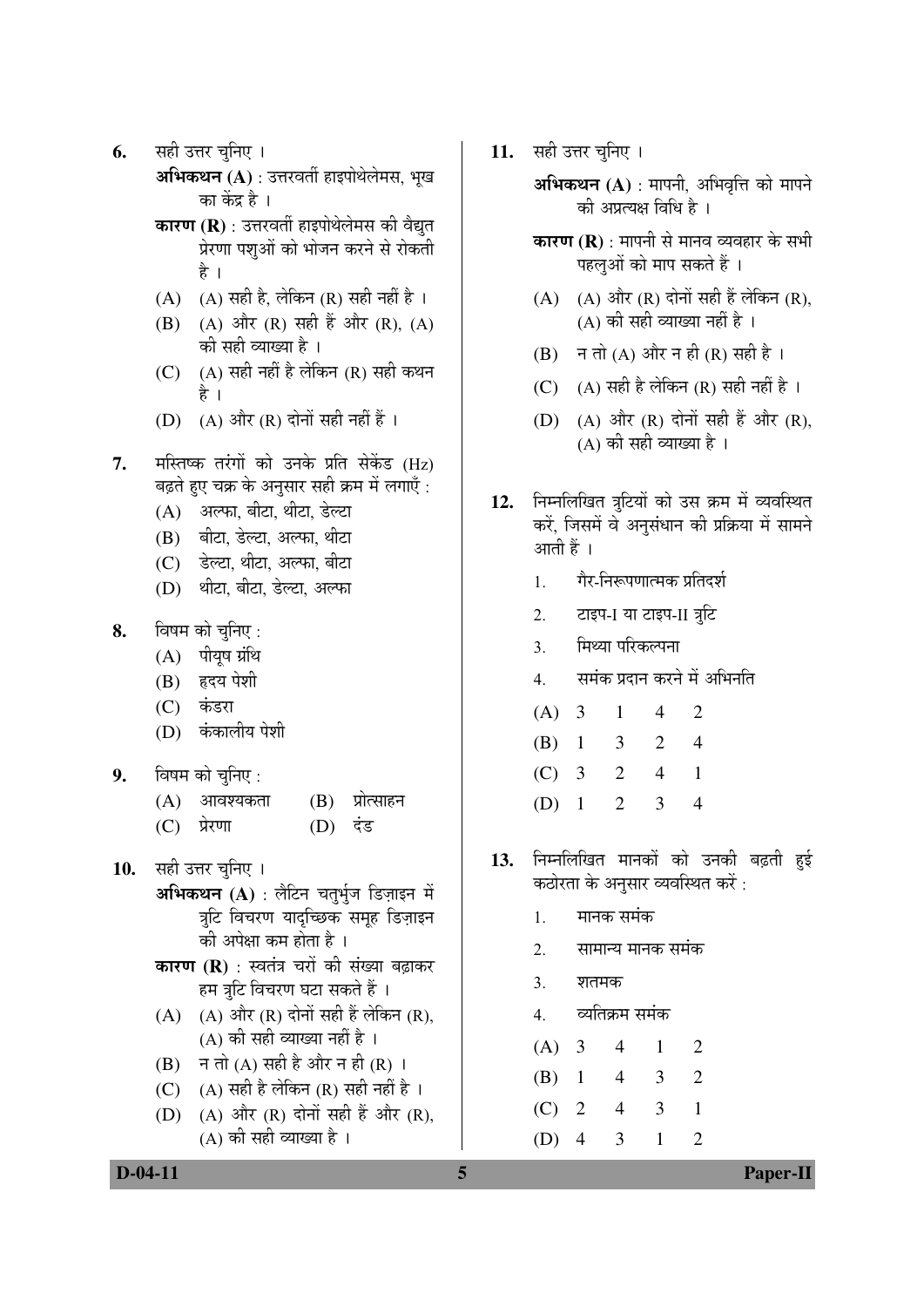6. सही उत्तर चुनिए ।

**अभिकथन (A)** : उत्तरवर्ती हाइपोथेलेमस, भूख का केंद्र है ।

**कारण (R)** : उत्तरवर्ती हाइपोथेलेमस की वैद्युत प्रेरणा पशुओं को भोजन करने से रोकती है ।

(A) (A) सही है, लेकिन (R) सही नहीं है ।
(B) (A) और (R) सही हैं और (R), (A) की सही व्याख्या है ।
(C) (A) सही नहीं है लेकिन (R) सही कथन है ।
(D) (A) और (R) दोनों सही नहीं हैं ।

7. मस्तिष्क तरंगों को उनके प्रति सेकेंड (Hz) बढ़ते हुए चक्र के अनुसार सही क्रम में लगाएँ :

(A) अल्फा, बीटा, थीटा, डेल्टा
(B) बीटा, डेल्टा, अल्फा, थीटा
(C) डेल्टा, थीटा, अल्फा, बीटा
(D) थीटा, बीटा, डेल्टा, अल्फा

8. विषम को चुनिए :

(A) पीयूष ग्रंथि
(B) हृदय पेशी
(C) कंडरा
(D) कंकालीय पेशी

9. विषम को चुनिए :

(A) आवश्यकता (B) प्रोत्साहन
(C) प्रेरणा (D) दंड

10. सही उत्तर चुनिए ।

**अभिकथन (A)** : लैटिन चतुर्भुज डिज़ाइन में त्रुटि विचरण यादृच्छिक समूह डिज़ाइन की अपेक्षा कम होता है ।

**कारण (R)** : स्वतंत्र चरों की संख्या बढ़ाकर हम त्रुटि विचरण घटा सकते हैं ।

(A) (A) और (R) दोनों सही हैं लेकिन (R), (A) की सही व्याख्या नहीं है ।
(B) न तो (A) सही है और न ही (R) ।
(C) (A) सही है लेकिन (R) सही नहीं है ।
(D) (A) और (R) दोनों सही हैं और (R), (A) की सही व्याख्या है ।

11. सही उत्तर चुनिए ।

**अभिकथन (A)** : मापनी, अभिवृत्ति को मापने की अप्रत्यक्ष विधि है ।

**कारण (R)** : मापनी से मानव व्यवहार के सभी पहलुओं को माप सकते हैं ।

(A) (A) और (R) दोनों सही हैं लेकिन (R), (A) की सही व्याख्या नहीं है ।
(B) न तो (A) और न ही (R) सही है ।
(C) (A) सही है लेकिन (R) सही नहीं है ।
(D) (A) और (R) दोनों सही हैं और (R), (A) की सही व्याख्या है ।

12. निम्नलिखित त्रुटियों को उस क्रम में व्यवस्थित करें, जिसमें वे अनुसंधान की प्रक्रिया में सामने आती हैं ।

1. गैर-निरूपणात्मक प्रतिदर्श
2. टाइप-I या टाइप-II त्रुटि
3. मिथ्या परिकल्पना
4. समंक प्रदान करने में अभिनति

(A) 3 1 4 2
(B) 1 3 2 4
(C) 3 2 4 1
(D) 1 2 3 4

13. निम्नलिखित मानकों को उनकी बढ़ती हुई कठोरता के अनुसार व्यवस्थित करें :

1. मानक समंक
2. सामान्य मानक समंक
3. शतमक
4. व्यतिक्रम समंक

(A) 3 4 1 2
(B) 1 4 3 2
(C) 2 4 3 1
(D) 4 3 1 2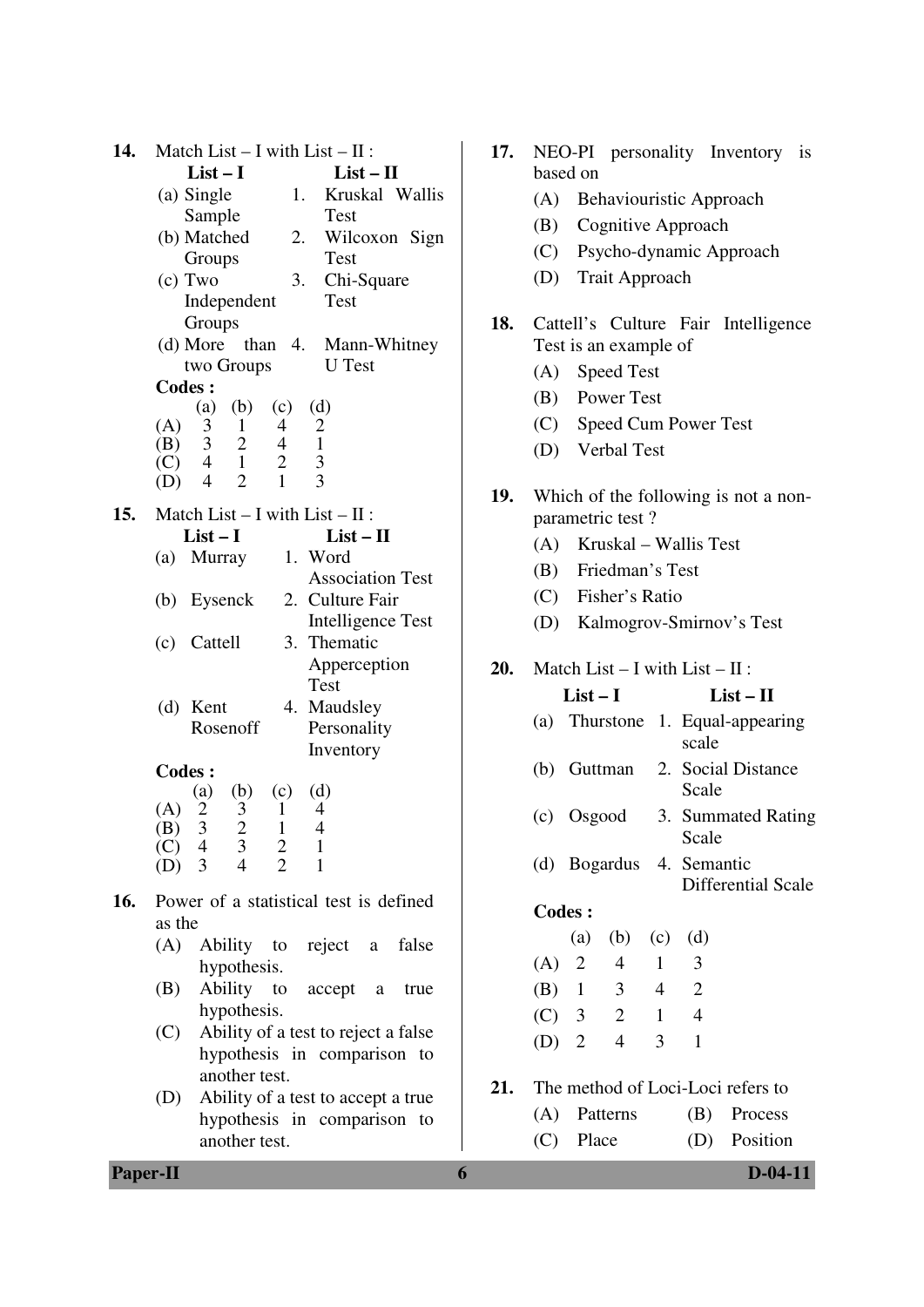**14.** Match List – I with List – II :

| List – I | List – II |
|---|---|
| (a) Single Sample | 1. Kruskal Wallis Test |
| (b) Matched Groups | 2. Wilcoxon Sign Test |
| (c) Two Independent Groups | 3. Chi-Square Test |
| (d) More than two Groups | 4. Mann-Whitney U Test |

**Codes :**

| | (a) | (b) | (c) | (d) |
|---|---|---|---|---|
| (A) | 3 | 1 | 4 | 2 |
| (B) | 3 | 2 | 4 | 1 |
| (C) | 4 | 1 | 2 | 3 |
| (D) | 4 | 2 | 1 | 3 |

**15.** Match List – I with List – II :

| List – I | List – II |
|---|---|
| (a) Murray | 1. Word Association Test |
| (b) Eysenck | 2. Culture Fair Intelligence Test |
| (c) Cattell | 3. Thematic Apperception Test |
| (d) Kent Rosenoff | 4. Maudsley Personality Inventory |

**Codes :**

| | (a) | (b) | (c) | (d) |
|---|---|---|---|---|
| (A) | 2 | 3 | 1 | 4 |
| (B) | 3 | 2 | 1 | 4 |
| (C) | 4 | 3 | 2 | 1 |
| (D) | 3 | 4 | 2 | 1 |

**16.** Power of a statistical test is defined as the

(A) Ability to reject a false hypothesis.

(B) Ability to accept a true hypothesis.

(C) Ability of a test to reject a false hypothesis in comparison to another test.

(D) Ability of a test to accept a true hypothesis in comparison to another test.

**17.** NEO-PI personality Inventory is based on

(A) Behaviouristic Approach

(B) Cognitive Approach

(C) Psycho-dynamic Approach

(D) Trait Approach

**18.** Cattell's Culture Fair Intelligence Test is an example of

(A) Speed Test

(B) Power Test

(C) Speed Cum Power Test

(D) Verbal Test

**19.** Which of the following is not a non-parametric test ?

(A) Kruskal – Wallis Test

(B) Friedman's Test

(C) Fisher's Ratio

(D) Kalmogrov-Smirnov's Test

**20.** Match List – I with List – II :

| List – I | List – II |
|---|---|
| (a) Thurstone | 1. Equal-appearing scale |
| (b) Guttman | 2. Social Distance Scale |
| (c) Osgood | 3. Summated Rating Scale |
| (d) Bogardus | 4. Semantic Differential Scale |

**Codes :**

| | (a) | (b) | (c) | (d) |
|---|---|---|---|---|
| (A) | 2 | 4 | 1 | 3 |
| (B) | 1 | 3 | 4 | 2 |
| (C) | 3 | 2 | 1 | 4 |
| (D) | 2 | 4 | 3 | 1 |

**21.** The method of Loci-Loci refers to

(A) Patterns (B) Process

(C) Place (D) Position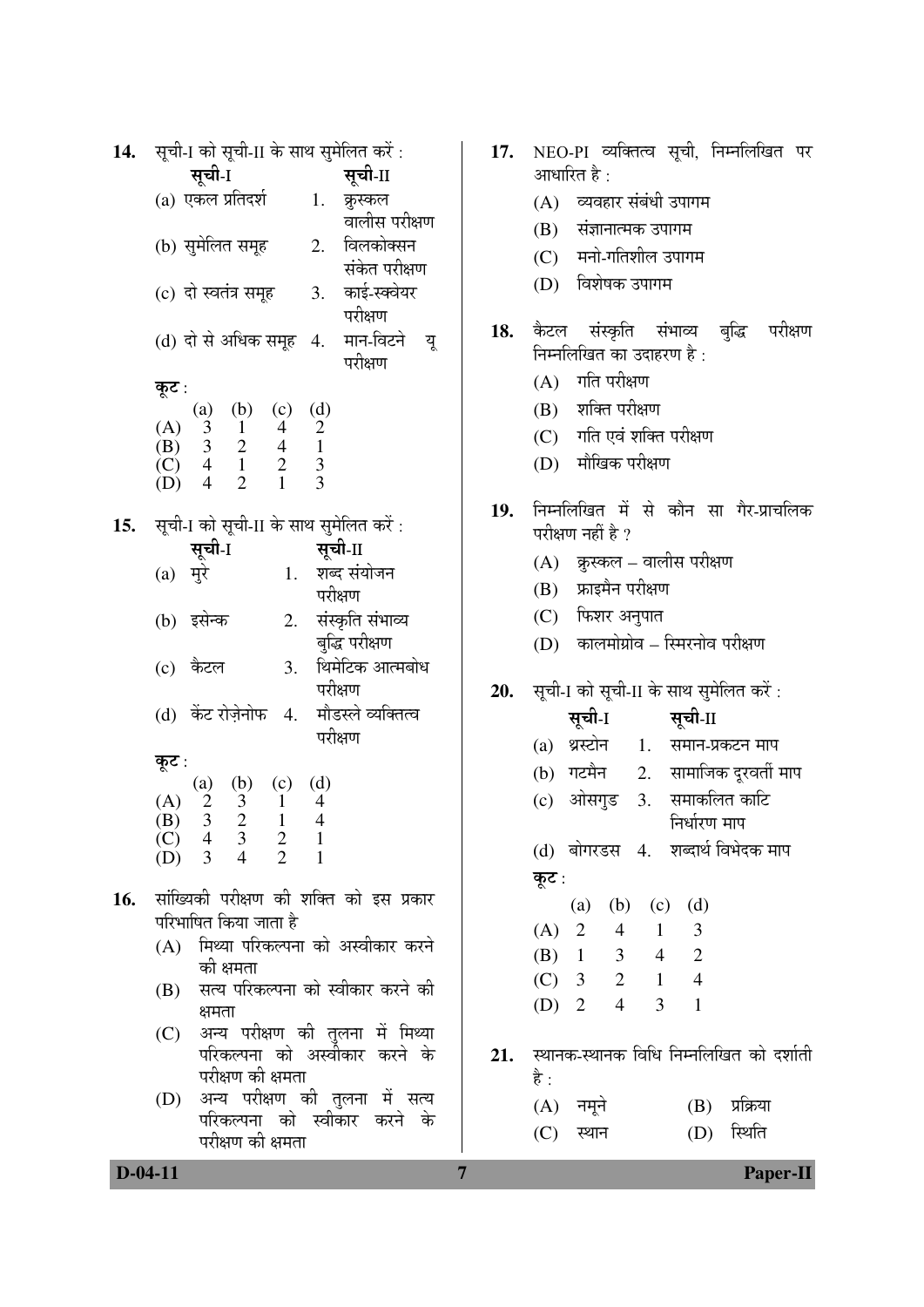**14.** सूची-I को सूची-II के साथ सुमेलित करें :

| सूची-I | सूची-II |
|---|---|
| (a) एकल प्रतिदर्श | 1. क्रुस्कल वालीस परीक्षण |
| (b) सुमेलित समूह | 2. विलकोक्सन संकेत परीक्षण |
| (c) दो स्वतंत्र समूह | 3. काई-स्क्वेयर परीक्षण |
| (d) दो से अधिक समूह | 4. मान-विटने यू परीक्षण |

**कूट :**

| | (a) | (b) | (c) | (d) |
|---|---|---|---|---|
| (A) | 3 | 1 | 4 | 2 |
| (B) | 3 | 2 | 4 | 1 |
| (C) | 4 | 1 | 2 | 3 |
| (D) | 4 | 2 | 1 | 3 |

**15.** सूची-I को सूची-II के साथ सुमेलित करें :

| सूची-I | सूची-II |
|---|---|
| (a) मुरे | 1. शब्द संयोजन परीक्षण |
| (b) इसेन्क | 2. संस्कृति संभाव्य बुद्धि परीक्षण |
| (c) कैटल | 3. थिमेटिक आत्मबोध परीक्षण |
| (d) केंट रोज़ेनोफ | 4. मौडस्ले व्यक्तित्व परीक्षण |

**कूट :**

| | (a) | (b) | (c) | (d) |
|---|---|---|---|---|
| (A) | 2 | 3 | 1 | 4 |
| (B) | 3 | 2 | 1 | 4 |
| (C) | 4 | 3 | 2 | 1 |
| (D) | 3 | 4 | 2 | 1 |

**16.** सांख्यिकी परीक्षण की शक्ति को इस प्रकार परिभाषित किया जाता है

(A) मिथ्या परिकल्पना को अस्वीकार करने की क्षमता

(B) सत्य परिकल्पना को स्वीकार करने की क्षमता

(C) अन्य परीक्षण की तुलना में मिथ्या परिकल्पना को अस्वीकार करने के परीक्षण की क्षमता

(D) अन्य परीक्षण की तुलना में सत्य परिकल्पना को स्वीकार करने के परीक्षण की क्षमता

**17.** NEO-PI व्यक्तित्व सूची, निम्नलिखित पर आधारित है :

(A) व्यवहार संबंधी उपागम

(B) संज्ञानात्मक उपागम

(C) मनो-गतिशील उपागम

(D) विशेषक उपागम

**18.** कैटल संस्कृति संभाव्य बुद्धि परीक्षण निम्नलिखित का उदाहरण है :

(A) गति परीक्षण

(B) शक्ति परीक्षण

(C) गति एवं शक्ति परीक्षण

(D) मौखिक परीक्षण

**19.** निम्नलिखित में से कौन सा गैर-प्राचलिक परीक्षण नहीं है ?

(A) क्रुस्कल – वालीस परीक्षण

(B) फ्राइमैन परीक्षण

(C) फिशर अनुपात

(D) कालमोग्रोव – स्मिरनोव परीक्षण

**20.** सूची-I को सूची-II के साथ सुमेलित करें :

| सूची-I | सूची-II |
|---|---|
| (a) थ्रस्टोन | 1. समान-प्रकटन माप |
| (b) गटमैन | 2. सामाजिक दूरवर्ती माप |
| (c) ओसगुड | 3. समाकलित काटि निर्धारण माप |
| (d) बोगरडस | 4. शब्दार्थ विभेदक माप |

**कूट :**

| | (a) | (b) | (c) | (d) |
|---|---|---|---|---|
| (A) | 2 | 4 | 1 | 3 |
| (B) | 1 | 3 | 4 | 2 |
| (C) | 3 | 2 | 1 | 4 |
| (D) | 2 | 4 | 3 | 1 |

**21.** स्थानक-स्थानक विधि निम्नलिखित को दर्शाती है :

(A) नमूने

(B) प्रक्रिया

(C) स्थान

(D) स्थिति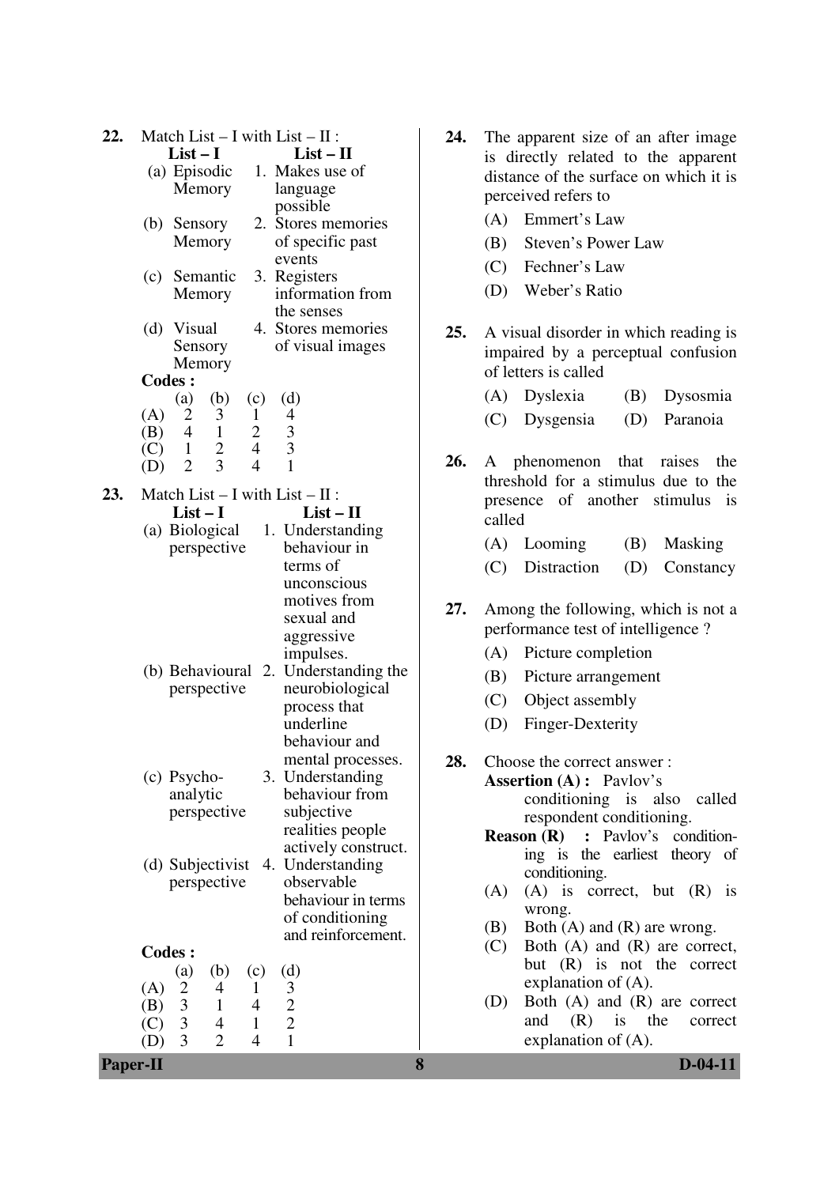22. Match List – I with List – II :

| List – I | List – II |
|---|---|
| (a) Episodic Memory | 1. Makes use of language possible |
| (b) Sensory Memory | 2. Stores memories of specific past events |
| (c) Semantic Memory | 3. Registers information from the senses |
| (d) Visual Sensory Memory | 4. Stores memories of visual images |

**Codes :**

| | (a) | (b) | (c) | (d) |
|---|---|---|---|---|
| (A) | 2 | 3 | 1 | 4 |
| (B) | 4 | 1 | 2 | 3 |
| (C) | 1 | 2 | 4 | 3 |
| (D) | 2 | 3 | 4 | 1 |

23. Match List – I with List – II :

| List – I | List – II |
|---|---|
| (a) Biological perspective | 1. Understanding behaviour in terms of unconscious motives from sexual and aggressive impulses. |
| (b) Behavioural perspective | 2. Understanding the neurobiological process that underline behaviour and mental processes. |
| (c) Psycho-analytic perspective | 3. Understanding behaviour from subjective realities people actively construct. |
| (d) Subjectivist perspective | 4. Understanding observable behaviour in terms of conditioning and reinforcement. |

**Codes :**

| | (a) | (b) | (c) | (d) |
|---|---|---|---|---|
| (A) | 2 | 4 | 1 | 3 |
| (B) | 3 | 1 | 4 | 2 |
| (C) | 3 | 4 | 1 | 2 |
| (D) | 3 | 2 | 4 | 1 |

24. The apparent size of an after image is directly related to the apparent distance of the surface on which it is perceived refers to

(A) Emmert's Law

(B) Steven's Power Law

(C) Fechner's Law

(D) Weber's Ratio

25. A visual disorder in which reading is impaired by a perceptual confusion of letters is called

(A) Dyslexia (B) Dysosmia

(C) Dysgensia (D) Paranoia

26. A phenomenon that raises the threshold for a stimulus due to the presence of another stimulus is called

(A) Looming (B) Masking

(C) Distraction (D) Constancy

27. Among the following, which is not a performance test of intelligence ?

(A) Picture completion

(B) Picture arrangement

(C) Object assembly

(D) Finger-Dexterity

28. Choose the correct answer :

**Assertion (A) :** Pavlov's conditioning is also called respondent conditioning.

**Reason (R) :** Pavlov's conditioning is the earliest theory of conditioning.

(A) (A) is correct, but (R) is wrong.

(B) Both (A) and (R) are wrong.

(C) Both (A) and (R) are correct, but (R) is not the correct explanation of (A).

(D) Both (A) and (R) are correct and (R) is the correct explanation of (A).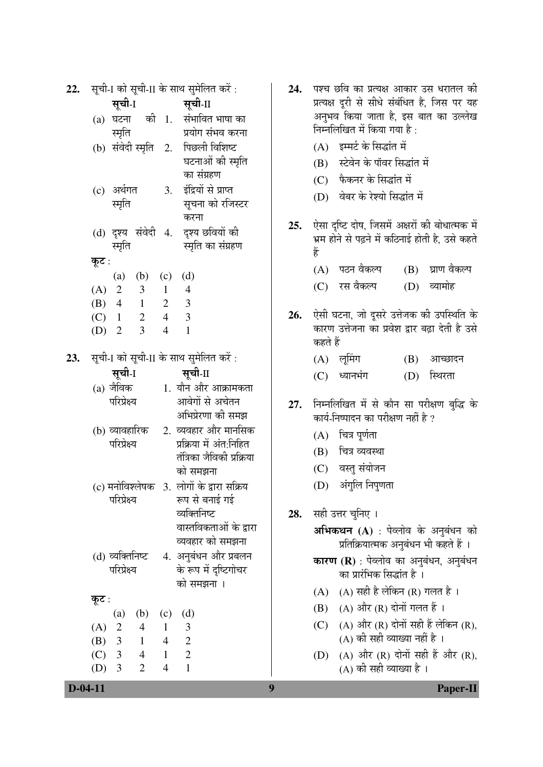**22.** सूची-I को सूची-II के साथ सुमेलित करें :

| सूची-I | सूची-II |
|---|---|
| (a) घटना की स्मृति | 1. संभावित भाषा का प्रयोग संभव करना |
| (b) संवेदी स्मृति | 2. पिछली विशिष्ट घटनाओं की स्मृति का संग्रहण |
| (c) अर्थगत स्मृति | 3. इंद्रियों से प्राप्त सूचना को रजिस्टर करना |
| (d) दृश्य संवेदी स्मृति | 4. दृश्य छवियों की स्मृति का संग्रहण |

**कूट :**

| | (a) | (b) | (c) | (d) |
|---|---|---|---|---|
| (A) | 2 | 3 | 1 | 4 |
| (B) | 4 | 1 | 2 | 3 |
| (C) | 1 | 2 | 4 | 3 |
| (D) | 2 | 3 | 4 | 1 |

**23.** सूची-I को सूची-II के साथ सुमेलित करें :

| सूची-I | सूची-II |
|---|---|
| (a) जैविक परिप्रेक्ष्य | 1. यौन और आक्रामकता आवेगों से अचेतन अभिप्रेरणा की समझ |
| (b) व्यावहारिक परिप्रेक्ष्य | 2. व्यवहार और मानसिक प्रक्रिया में अंत:निहित तंत्रिका जैविकी प्रक्रिया को समझना |
| (c) मनोविश्लेषक परिप्रेक्ष्य | 3. लोगों के द्वारा सक्रिय रूप से बनाई गई व्यक्तिनिष्ट वास्तविकताओं के द्वारा व्यवहार को समझना |
| (d) व्यक्तिनिष्ट परिप्रेक्ष्य | 4. अनुबंधन और प्रबलन के रूप में दृष्टिगोचर को समझना । |

**कूट :**

| | (a) | (b) | (c) | (d) |
|---|---|---|---|---|
| (A) | 2 | 4 | 1 | 3 |
| (B) | 3 | 1 | 4 | 2 |
| (C) | 3 | 4 | 1 | 2 |
| (D) | 3 | 2 | 4 | 1 |

**24.** पश्च छवि का प्रत्यक्ष आकार उस धरातल की प्रत्यक्ष दूरी से सीधे संबंधित है, जिस पर यह अनुभव किया जाता है, इस बात का उल्लेख निम्नलिखित में किया गया है :

(A) इम्मर्ट के सिद्धांत में

(B) स्टेवेन के पॉवर सिद्धांत में

(C) फैकनर के सिद्धांत में

(D) वेबर के रेश्यो सिद्धांत में

**25.** ऐसा दृष्टि दोष, जिसमें अक्षरों की बोधात्मक में भ्रम होने से पढ़ने में कठिनाई होती है, उसे कहते हैं

(A) पठन वैकल्प (B) घ्राण वैकल्प

(C) रस वैकल्प (D) व्यामोह

**26.** ऐसी घटना, जो दूसरे उत्तेजक की उपस्थिति के कारण उत्तेजना का प्रवेश द्वार बढ़ा देती है उसे कहते हैं

(A) लूमिंग (B) आच्छादन

(C) ध्यानभंग (D) स्थिरता

**27.** निम्नलिखित में से कौन सा परीक्षण बुद्धि के कार्य-निष्पादन का परीक्षण नहीं है ?

(A) चित्र पूर्णता

(B) चित्र व्यवस्था

(C) वस्तु संयोजन

(D) अंगुलि निपुणता

**28.** सही उत्तर चुनिए ।

**अभिकथन (A)** : पेव्लोव के अनुबंधन को प्रतिक्रियात्मक अनुबंधन भी कहते हैं ।

**कारण (R)** : पेव्लोव का अनुबंधन, अनुबंधन का प्रारंभिक सिद्धांत है ।

(A) (A) सही है लेकिन (R) गलत है ।

(B) (A) और (R) दोनों गलत हैं ।

(C) (A) और (R) दोनों सही हैं लेकिन (R), (A) की सही व्याख्या नहीं है ।

(D) (A) और (R) दोनों सही हैं और (R), (A) की सही व्याख्या है ।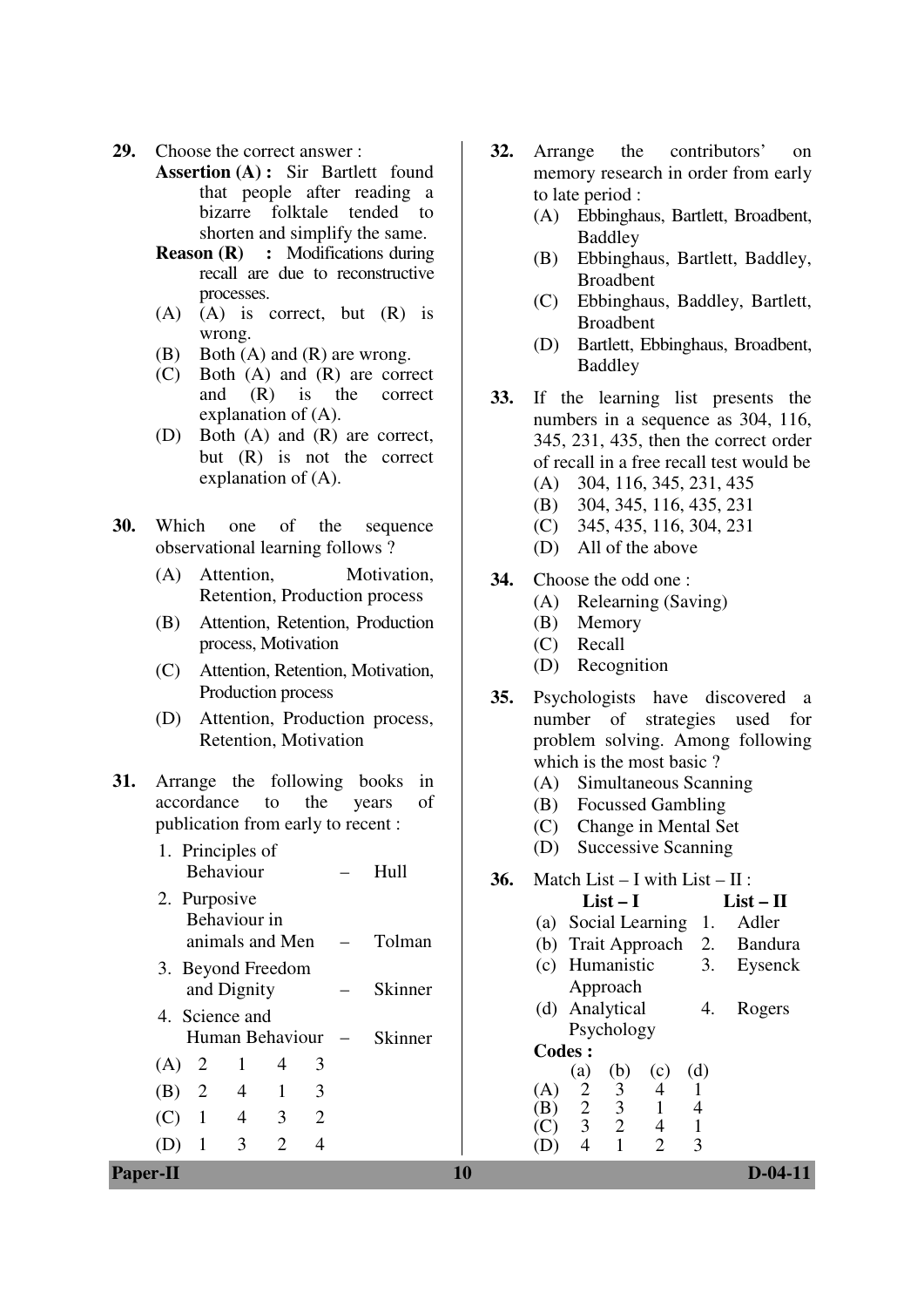**29.** Choose the correct answer :

**Assertion (A) :** Sir Bartlett found that people after reading a bizarre folktale tended to shorten and simplify the same.

**Reason (R) :** Modifications during recall are due to reconstructive processes.

(A) (A) is correct, but (R) is wrong.
(B) Both (A) and (R) are wrong.
(C) Both (A) and (R) are correct and (R) is the correct explanation of (A).
(D) Both (A) and (R) are correct, but (R) is not the correct explanation of (A).

**30.** Which one of the sequence observational learning follows ?

(A) Attention, Motivation, Retention, Production process
(B) Attention, Retention, Production process, Motivation
(C) Attention, Retention, Motivation, Production process
(D) Attention, Production process, Retention, Motivation

**31.** Arrange the following books in accordance to the years of publication from early to recent :

1. Principles of Behaviour – Hull
2. Purposive Behaviour in animals and Men – Tolman
3. Beyond Freedom and Dignity – Skinner
4. Science and Human Behaviour – Skinner

(A) 2 1 4 3
(B) 2 4 1 3
(C) 1 4 3 2
(D) 1 3 2 4

**32.** Arrange the contributors' on memory research in order from early to late period :

(A) Ebbinghaus, Bartlett, Broadbent, Baddley
(B) Ebbinghaus, Bartlett, Baddley, Broadbent
(C) Ebbinghaus, Baddley, Bartlett, Broadbent
(D) Bartlett, Ebbinghaus, Broadbent, Baddley

**33.** If the learning list presents the numbers in a sequence as 304, 116, 345, 231, 435, then the correct order of recall in a free recall test would be

(A) 304, 116, 345, 231, 435
(B) 304, 345, 116, 435, 231
(C) 345, 435, 116, 304, 231
(D) All of the above

**34.** Choose the odd one :

(A) Relearning (Saving)
(B) Memory
(C) Recall
(D) Recognition

**35.** Psychologists have discovered a number of strategies used for problem solving. Among following which is the most basic ?

(A) Simultaneous Scanning
(B) Focussed Gambling
(C) Change in Mental Set
(D) Successive Scanning

**36.** Match List – I with List – II :

| | List – I | | List – II |
|---|---|---|---|
| (a) | Social Learning | 1. | Adler |
| (b) | Trait Approach | 2. | Bandura |
| (c) | Humanistic Approach | 3. | Eysenck |
| (d) | Analytical Psychology | 4. | Rogers |

**Codes :**

| | (a) | (b) | (c) | (d) |
|---|---|---|---|---|
| (A) | 2 | 3 | 4 | 1 |
| (B) | 2 | 3 | 1 | 4 |
| (C) | 3 | 2 | 4 | 1 |
| (D) | 4 | 1 | 2 | 3 |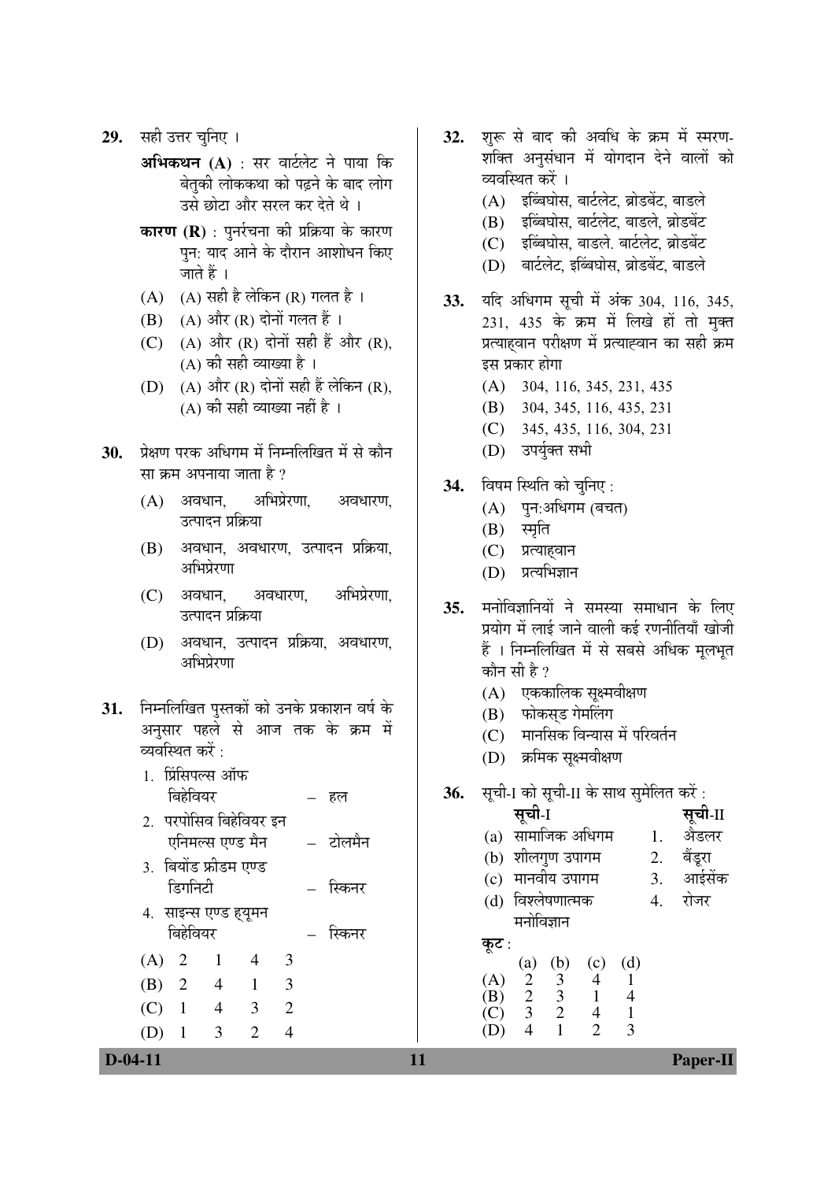**29.** सही उत्तर चुनिए ।

**अभिकथन (A)** : सर वार्टलेट ने पाया कि बेतुकी लोककथा को पढ़ने के बाद लोग उसे छोटा और सरल कर देते थे ।

**कारण (R)** : पुनर्रचना की प्रक्रिया के कारण पुन: याद आने के दौरान आशोधन किए जाते हैं ।

(A) (A) सही है लेकिन (R) गलत है ।

(B) (A) और (R) दोनों गलत हैं ।

(C) (A) और (R) दोनों सही हैं और (R), (A) की सही व्याख्या है ।

(D) (A) और (R) दोनों सही हैं लेकिन (R), (A) की सही व्याख्या नहीं है ।

**30.** प्रेक्षण परक अधिगम में निम्नलिखित में से कौन सा क्रम अपनाया जाता है ?

(A) अवधान, अभिप्रेरणा, अवधारण, उत्पादन प्रक्रिया

(B) अवधान, अवधारण, उत्पादन प्रक्रिया, अभिप्रेरणा

(C) अवधान, अवधारण, अभिप्रेरणा, उत्पादन प्रक्रिया

(D) अवधान, उत्पादन प्रक्रिया, अवधारण, अभिप्रेरणा

**31.** निम्नलिखित पुस्तकों को उनके प्रकाशन वर्ष के अनुसार पहले से आज तक के क्रम में व्यवस्थित करें :

1. प्रिंसिपल्स ऑफ बिहेवियर – हल
2. परपोसिव बिहेवियर इन एनिमल्स एण्ड मैन – टोलमैन
3. बियोंड फ्रीडम एण्ड डिगनिटी – स्किनर
4. साइन्स एण्ड ह्यूमन बिहेवियर – स्किनर

(A) 2 1 4 3

(B) 2 4 1 3

(C) 1 4 3 2

(D) 1 3 2 4

**32.** शुरू से बाद की अवधि के क्रम में स्मरण-शक्ति अनुसंधान में योगदान देने वालों को व्यवस्थित करें ।

(A) इब्बिंघोस, बार्टलेट, ब्रोडबेंट, बाडले

(B) इब्बिंघोस, बार्टलेट, बाडले, ब्रोडबेंट

(C) इब्बिंघोस, बाडले. बार्टलेट, ब्रोडबेंट

(D) बार्टलेट, इब्बिंघोस, ब्रोडबेंट, बाडले

**33.** यदि अधिगम सूची में अंक 304, 116, 345, 231, 435 के क्रम में लिखे हों तो मुक्त प्रत्याह्वान परीक्षण में प्रत्याह्वान का सही क्रम इस प्रकार होगा

(A) 304, 116, 345, 231, 435

(B) 304, 345, 116, 435, 231

(C) 345, 435, 116, 304, 231

(D) उपर्युक्त सभी

**34.** विषम स्थिति को चुनिए :

(A) पुन:अधिगम (बचत)

(B) स्मृति

(C) प्रत्याह्वान

(D) प्रत्यभिज्ञान

**35.** मनोविज्ञानियों ने समस्या समाधान के लिए प्रयोग में लाई जाने वाली कई रणनीतियाँ खोजी हैं । निम्नलिखित में से सबसे अधिक मूलभूत कौन सी है ?

(A) एककालिक सूक्ष्मवीक्षण

(B) फोकस्ड गेमलिंग

(C) मानसिक विन्यास में परिवर्तन

(D) क्रमिक सूक्ष्मवीक्षण

**36.** सूची-I को सूची-II के साथ सुमेलित करें :

| | **सूची-I** | | **सूची-II** |
|---|---|---|---|
| (a) | सामाजिक अधिगम | 1. | अैडलर |
| (b) | शीलगुण उपागम | 2. | बैंडूरा |
| (c) | मानवीय उपागम | 3. | आईसेंक |
| (d) | विश्लेषणात्मक मनोविज्ञान | 4. | रोजर |

**कूट :**

| | (a) | (b) | (c) | (d) |
|---|---|---|---|---|
| (A) | 2 | 3 | 4 | 1 |
| (B) | 2 | 3 | 1 | 4 |
| (C) | 3 | 2 | 4 | 1 |
| (D) | 4 | 1 | 2 | 3 |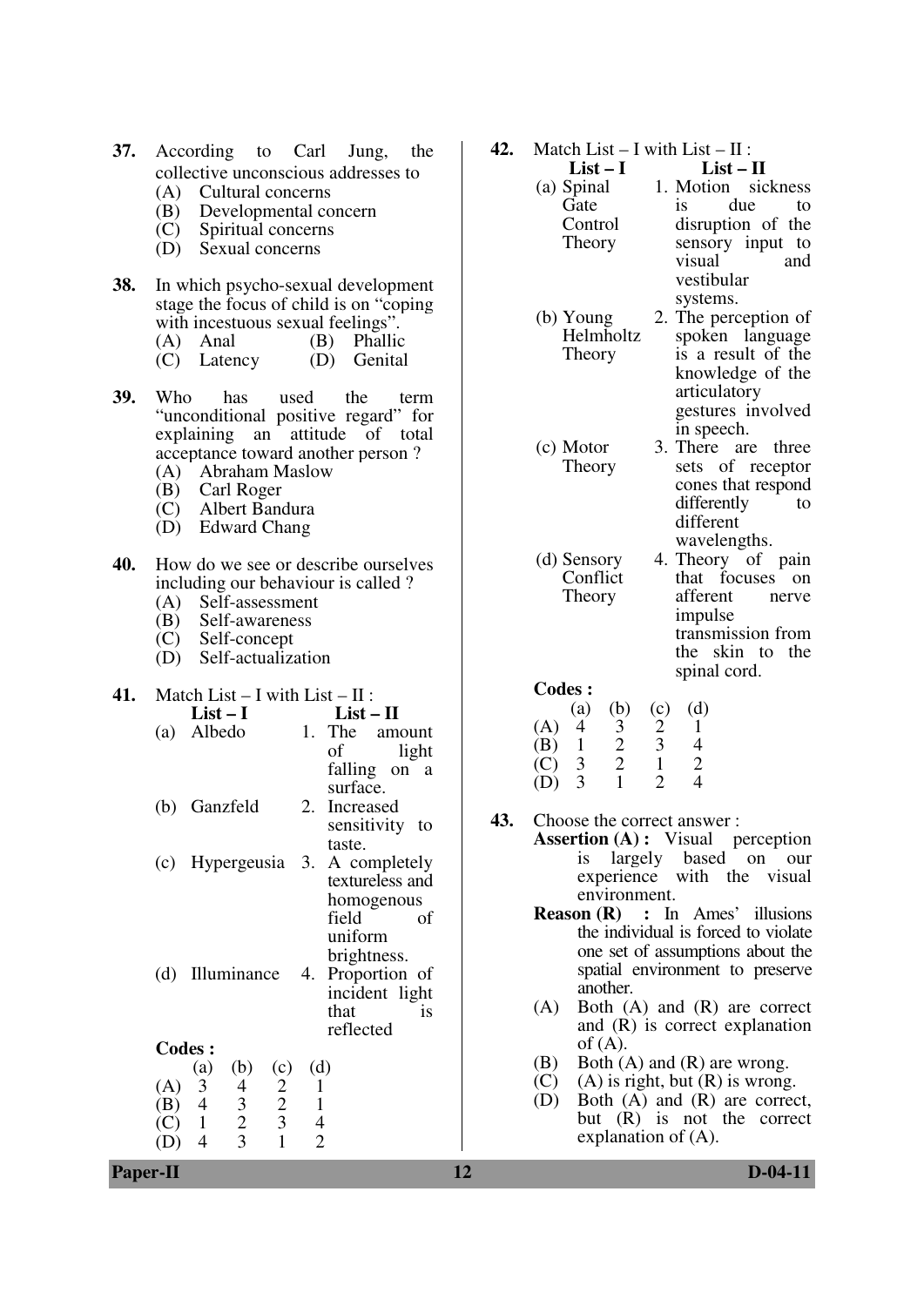**37.** According to Carl Jung, the collective unconscious addresses to

(A) Cultural concerns
(B) Developmental concern
(C) Spiritual concerns
(D) Sexual concerns

**38.** In which psycho-sexual development stage the focus of child is on "coping with incestuous sexual feelings".

(A) Anal (B) Phallic
(C) Latency (D) Genital

**39.** Who has used the term "unconditional positive regard" for explaining an attitude of total acceptance toward another person ?

(A) Abraham Maslow
(B) Carl Roger
(C) Albert Bandura
(D) Edward Chang

**40.** How do we see or describe ourselves including our behaviour is called ?

(A) Self-assessment
(B) Self-awareness
(C) Self-concept
(D) Self-actualization

**41.** Match List – I with List – II :

| List – I | List – II |
|---|---|
| (a) Albedo | 1. The amount of light falling on a surface. |
| (b) Ganzfeld | 2. Increased sensitivity to taste. |
| (c) Hypergeusia | 3. A completely textureless and homogenous field of uniform brightness. |
| (d) Illuminance | 4. Proportion of incident light that is reflected |

**Codes :**

| | (a) | (b) | (c) | (d) |
|---|---|---|---|---|
| (A) | 3 | 4 | 2 | 1 |
| (B) | 4 | 3 | 2 | 1 |
| (C) | 1 | 2 | 3 | 4 |
| (D) | 4 | 3 | 1 | 2 |

**42.** Match List – I with List – II :

| List – I | List – II |
|---|---|
| (a) Spinal Gate Control Theory | 1. Motion sickness is due to disruption of the sensory input to visual and vestibular systems. |
| (b) Young Helmholtz Theory | 2. The perception of spoken language is a result of the knowledge of the articulatory gestures involved in speech. |
| (c) Motor Theory | 3. There are three sets of receptor cones that respond differently to different wavelengths. |
| (d) Sensory Conflict Theory | 4. Theory of pain that focuses on afferent nerve impulse transmission from the skin to the spinal cord. |

**Codes :**

| | (a) | (b) | (c) | (d) |
|---|---|---|---|---|
| (A) | 4 | 3 | 2 | 1 |
| (B) | 1 | 2 | 3 | 4 |
| (C) | 3 | 2 | 1 | 2 |
| (D) | 3 | 1 | 2 | 4 |

**43.** Choose the correct answer :

**Assertion (A) :** Visual perception is largely based on our experience with the visual environment.

**Reason (R) :** In Ames' illusions the individual is forced to violate one set of assumptions about the spatial environment to preserve another.

(A) Both (A) and (R) are correct and (R) is correct explanation of (A).
(B) Both (A) and (R) are wrong.
(C) (A) is right, but (R) is wrong.
(D) Both (A) and (R) are correct, but (R) is not the correct explanation of (A).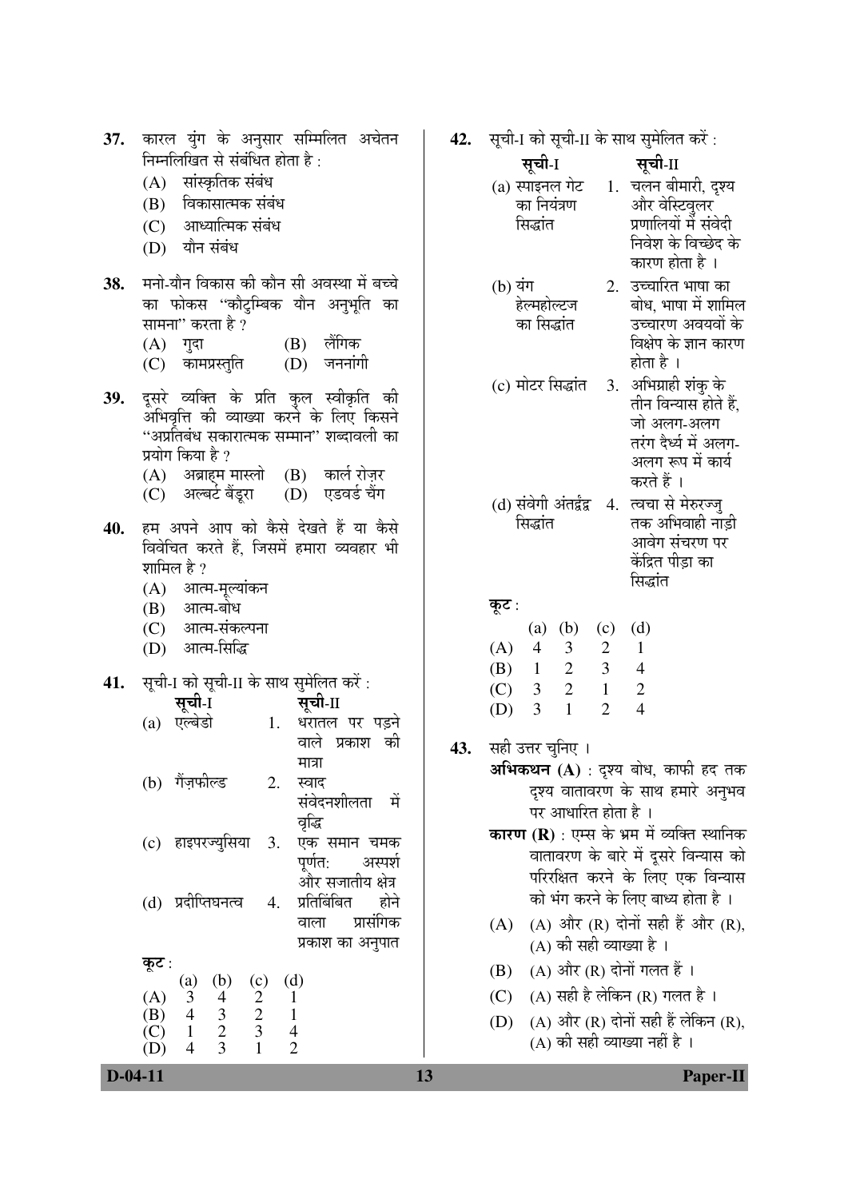**37.** कारल युंग के अनुसार सम्मिलित अचेतन निम्नलिखित से संबंधित होता है :

(A) सांस्कृतिक संबंध

(B) विकासात्मक संबंध

(C) आध्यात्मिक संबंध

(D) यौन संबंध

**38.** मनो-यौन विकास की कौन सी अवस्था में बच्चे का फोकस "कौटुम्बिक यौन अनुभूति का सामना" करता है ?

(A) गुदा (B) लैंगिक

(C) कामप्रस्तुति (D) जननांगी

**39.** दूसरे व्यक्ति के प्रति कुल स्वीकृति की अभिवृत्ति की व्याख्या करने के लिए किसने "अप्रतिबंध सकारात्मक सम्मान" शब्दावली का प्रयोग किया है ?

(A) अब्राहम मास्लो (B) कार्ल रोज़र

(C) अल्बर्ट बैंडूरा (D) एडवर्ड चैंग

**40.** हम अपने आप को कैसे देखते हैं या कैसे विवेचित करते हैं, जिसमें हमारा व्यवहार भी शामिल है ?

(A) आत्म-मूल्यांकन

(B) आत्म-बोध

(C) आत्म-संकल्पना

(D) आत्म-सिद्धि

**41.** सूची-I को सूची-II के साथ सुमेलित करें :

| सूची-I | सूची-II |
|---|---|
| (a) एल्बेडो | 1. धरातल पर पड़ने वाले प्रकाश की मात्रा |
| (b) गैंज़फील्ड | 2. स्वाद संवेदनशीलता में वृद्धि |
| (c) हाइपरज्युसिया | 3. एक समान चमक पूर्णतः अस्पर्श और सजातीय क्षेत्र |
| (d) प्रदीप्तिघनत्व | 4. प्रतिबिंबित होने वाला प्रासंगिक प्रकाश का अनुपात |

**कूट :**

| | (a) | (b) | (c) | (d) |
|---|---|---|---|---|
| (A) | 3 | 4 | 2 | 1 |
| (B) | 4 | 3 | 2 | 1 |
| (C) | 1 | 2 | 3 | 4 |
| (D) | 4 | 3 | 1 | 2 |

**42.** सूची-I को सूची-II के साथ सुमेलित करें :

| सूची-I | सूची-II |
|---|---|
| (a) स्पाइनल गेट का नियंत्रण सिद्धांत | 1. चलन बीमारी, दृश्य और वेस्टिबुलर प्रणालियों में संवेदी निवेश के विच्छेद के कारण होता है । |
| (b) यंग हेल्महोल्ट्ज का सिद्धांत | 2. उच्चारित भाषा का बोध, भाषा में शामिल उच्चारण अवयवों के विक्षेप के ज्ञान कारण होता है । |
| (c) मोटर सिद्धांत | 3. अभिग्राही शंकु के तीन विन्यास होते हैं, जो अलग-अलग तरंग दैर्ध्य में अलग-अलग रूप में कार्य करते हैं । |
| (d) संवेगी अंतर्द्वंद्व सिद्धांत | 4. त्वचा से मेरुरज्जु तक अभिवाही नाड़ी आवेग संचरण पर केंद्रित पीड़ा का सिद्धांत |

**कूट :**

| | (a) | (b) | (c) | (d) |
|---|---|---|---|---|
| (A) | 4 | 3 | 2 | 1 |
| (B) | 1 | 2 | 3 | 4 |
| (C) | 3 | 2 | 1 | 2 |
| (D) | 3 | 1 | 2 | 4 |

**43.** सही उत्तर चुनिए ।

**अभिकथन (A)** : दृश्य बोध, काफी हद तक दृश्य वातावरण के साथ हमारे अनुभव पर आधारित होता है ।

**कारण (R)** : एम्स के भ्रम में व्यक्ति स्थानिक वातावरण के बारे में दूसरे विन्यास को परिरक्षित करने के लिए एक विन्यास को भंग करने के लिए बाध्य होता है ।

(A) (A) और (R) दोनों सही हैं और (R), (A) की सही व्याख्या है ।

(B) (A) और (R) दोनों गलत हैं ।

(C) (A) सही है लेकिन (R) गलत है ।

(D) (A) और (R) दोनों सही हैं लेकिन (R), (A) की सही व्याख्या नहीं है ।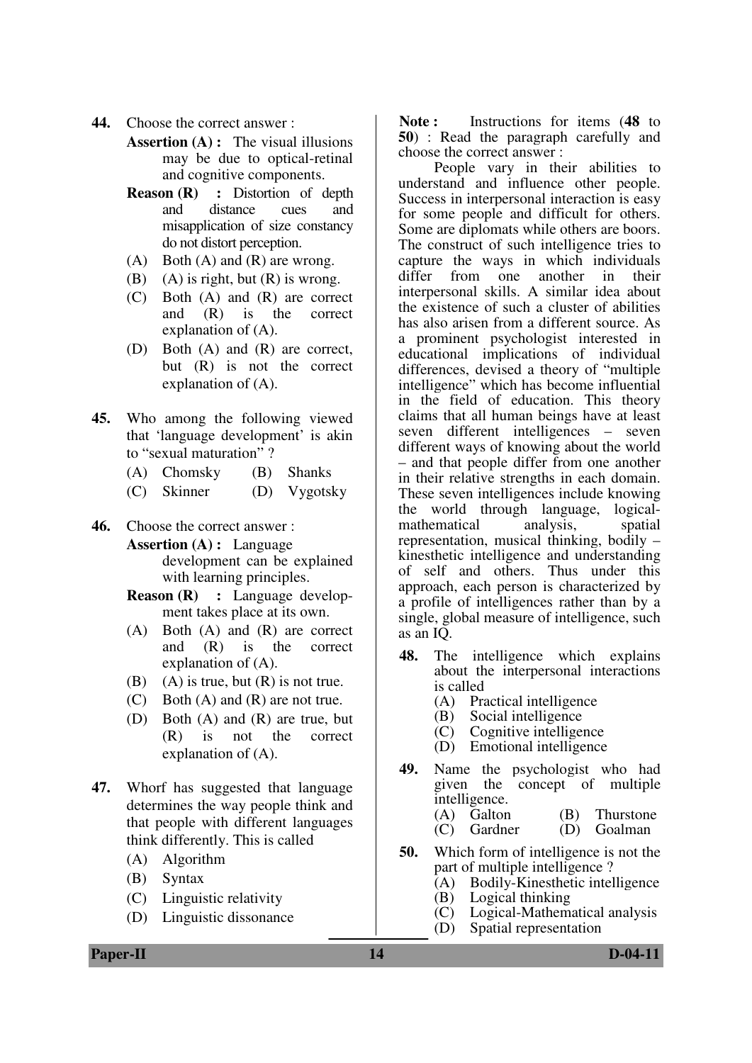**44.** Choose the correct answer :

**Assertion (A) :** The visual illusions may be due to optical-retinal and cognitive components.

**Reason (R) :** Distortion of depth and distance cues and misapplication of size constancy do not distort perception.

(A) Both (A) and (R) are wrong.
(B) (A) is right, but (R) is wrong.
(C) Both (A) and (R) are correct and (R) is the correct explanation of (A).
(D) Both (A) and (R) are correct, but (R) is not the correct explanation of (A).

**45.** Who among the following viewed that 'language development' is akin to "sexual maturation" ?

(A) Chomsky
(B) Shanks
(C) Skinner
(D) Vygotsky

**46.** Choose the correct answer :

**Assertion (A) :** Language development can be explained with learning principles.

**Reason (R) :** Language development takes place at its own.

(A) Both (A) and (R) are correct and (R) is the correct explanation of (A).
(B) (A) is true, but (R) is not true.
(C) Both (A) and (R) are not true.
(D) Both (A) and (R) are true, but (R) is not the correct explanation of (A).

**47.** Whorf has suggested that language determines the way people think and that people with different languages think differently. This is called

(A) Algorithm
(B) Syntax
(C) Linguistic relativity
(D) Linguistic dissonance

**Note :** Instructions for items (**48** to **50**) : Read the paragraph carefully and choose the correct answer :

People vary in their abilities to understand and influence other people. Success in interpersonal interaction is easy for some people and difficult for others. Some are diplomats while others are boors. The construct of such intelligence tries to capture the ways in which individuals differ from one another in their interpersonal skills. A similar idea about the existence of such a cluster of abilities has also arisen from a different source. As a prominent psychologist interested in educational implications of individual differences, devised a theory of "multiple intelligence" which has become influential in the field of education. This theory claims that all human beings have at least seven different intelligences – seven different ways of knowing about the world – and that people differ from one another in their relative strengths in each domain. These seven intelligences include knowing the world through language, logical-mathematical analysis, spatial representation, musical thinking, bodily – kinesthetic intelligence and understanding of self and others. Thus under this approach, each person is characterized by a profile of intelligences rather than by a single, global measure of intelligence, such as an IQ.

**48.** The intelligence which explains about the interpersonal interactions is called

(A) Practical intelligence
(B) Social intelligence
(C) Cognitive intelligence
(D) Emotional intelligence

**49.** Name the psychologist who had given the concept of multiple intelligence.

(A) Galton
(B) Thurstone
(C) Gardner
(D) Goalman

**50.** Which form of intelligence is not the part of multiple intelligence ?

(A) Bodily-Kinesthetic intelligence
(B) Logical thinking
(C) Logical-Mathematical analysis
(D) Spatial representation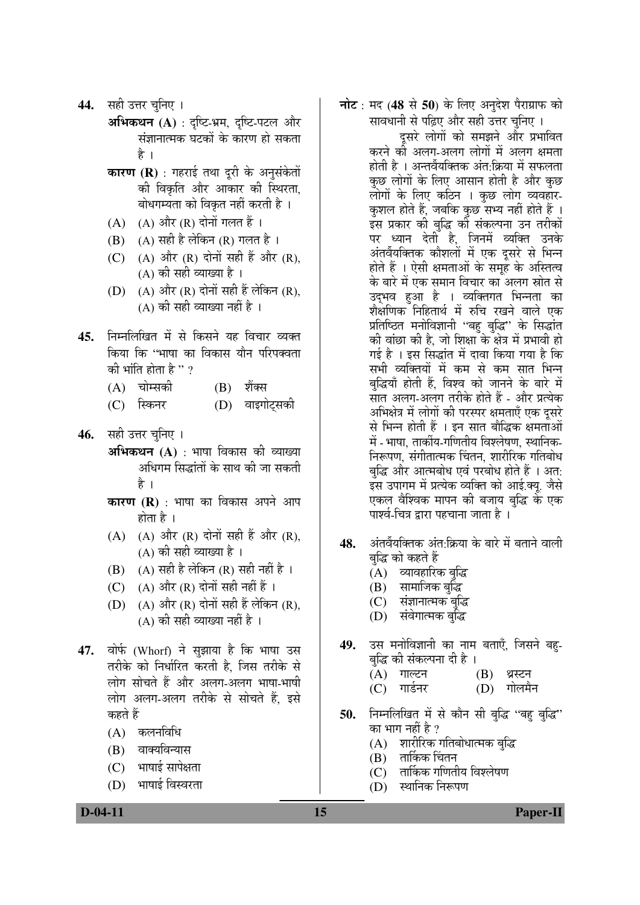44. सही उत्तर चुनिए ।

**अभिकथन (A)** : दृष्टि-भ्रम, दृष्टि-पटल और संज्ञानात्मक घटकों के कारण हो सकता है ।

**कारण (R)** : गहराई तथा दूरी के अनुसंकेतों की विकृति और आकार की स्थिरता, बोधगम्यता को विकृत नहीं करती है ।

(A) (A) और (R) दोनों गलत हैं ।
(B) (A) सही है लेकिन (R) गलत है ।
(C) (A) और (R) दोनों सही हैं और (R), (A) की सही व्याख्या है ।
(D) (A) और (R) दोनों सही हैं लेकिन (R), (A) की सही व्याख्या नहीं है ।

45. निम्नलिखित में से किसने यह विचार व्यक्त किया कि "भाषा का विकास यौन परिपक्वता की भांति होता है" ?

(A) चोम्सकी
(B) शैंक्स
(C) स्किनर
(D) वाइगोट्सकी

46. सही उत्तर चुनिए ।

**अभिकथन (A)** : भाषा विकास की व्याख्या अधिगम सिद्धांतों के साथ की जा सकती है ।

**कारण (R)** : भाषा का विकास अपने आप होता है ।

(A) (A) और (R) दोनों सही हैं और (R), (A) की सही व्याख्या है ।
(B) (A) सही है लेकिन (R) सही नहीं है ।
(C) (A) और (R) दोनों सही नहीं हैं ।
(D) (A) और (R) दोनों सही हैं लेकिन (R), (A) की सही व्याख्या नहीं है ।

47. वोर्फ (Whorf) ने सुझाया है कि भाषा उस तरीके को निर्धारित करती है, जिस तरीके से लोग सोचते हैं और अलग-अलग भाषा-भाषी लोग अलग-अलग तरीके से सोचते हैं, इसे कहते हैं

(A) कलनविधि
(B) वाक्यविन्यास
(C) भाषाई सापेक्षता
(D) भाषाई विस्वरता

**नोट** : मद (**48** से **50**) के लिए अनुदेश पैराग्राफ को सावधानी से पढ़िए और सही उत्तर चुनिए ।

दूसरे लोगों को समझने और प्रभावित करने की अलग-अलग लोगों में अलग क्षमता होती है । अन्तर्वैयक्तिक अंत:क्रिया में सफलता कुछ लोगों के लिए आसान होती है और कुछ लोगों के लिए कठिन । कुछ लोग व्यवहार-कुशल होते हैं, जबकि कुछ सभ्य नहीं होते हैं । इस प्रकार की बुद्धि की संकल्पना उन तरीकों पर ध्यान देती है, जिनमें व्यक्ति उनके अंतर्वैयक्तिक कौशलों में एक दूसरे से भिन्न होते हैं । ऐसी क्षमताओं के समूह के अस्तित्व के बारे में एक समान विचार का अलग स्रोत से उद्भव हुआ है । व्यक्तिगत भिन्नता का शैक्षणिक निहितार्थ में रुचि रखने वाले एक प्रतिष्ठित मनोविज्ञानी "बहु बुद्धि" के सिद्धांत की वांछा की है, जो शिक्षा के क्षेत्र में प्रभावी हो गई है । इस सिद्धांत में दावा किया गया है कि सभी व्यक्तियों में कम से कम सात भिन्न बुद्धियाँ होती हैं, विश्व को जानने के बारे में सात अलग-अलग तरीके होते हैं - और प्रत्येक अभिक्षेत्र में लोगों की परस्पर क्षमताएँ एक दूसरे से भिन्न होती हैं । इन सात बौद्धिक क्षमताओं में - भाषा, तार्कीय-गणितीय विश्लेषण, स्थानिक-निरूपण, संगीतात्मक चिंतन, शारीरिक गतिबोध बुद्धि और आत्मबोध एवं परबोध होते हैं । अत: इस उपागम में प्रत्येक व्यक्ति को आई.क्यू. जैसे एकल वैश्विक मापन की बजाय बुद्धि के एक पार्श्व-चित्र द्वारा पहचाना जाता है ।

48. अंतर्वैयक्तिक अंत:क्रिया के बारे में बताने वाली बुद्धि को कहते हैं

(A) व्यावहारिक बुद्धि
(B) सामाजिक बुद्धि
(C) संज्ञानात्मक बुद्धि
(D) संवेगात्मक बुद्धि

49. उस मनोविज्ञानी का नाम बताएँ, जिसने बहु-बुद्धि की संकल्पना दी है ।

(A) गाल्टन
(B) थ्रस्टन
(C) गार्डनर
(D) गोलमैन

50. निम्नलिखित में से कौन सी बुद्धि "बहु बुद्धि" का भाग नहीं है ?

(A) शारीरिक गतिबोधात्मक बुद्धि
(B) तार्किक चिंतन
(C) तार्किक गणितीय विश्लेषण
(D) स्थानिक निरूपण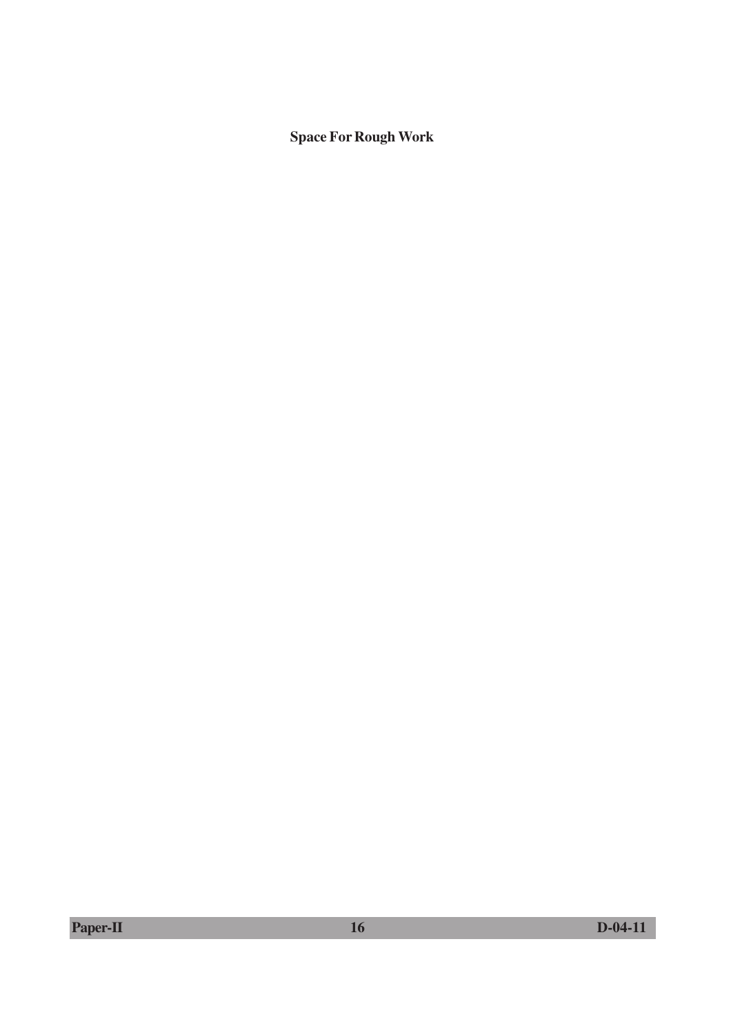**Space For Rough Work**